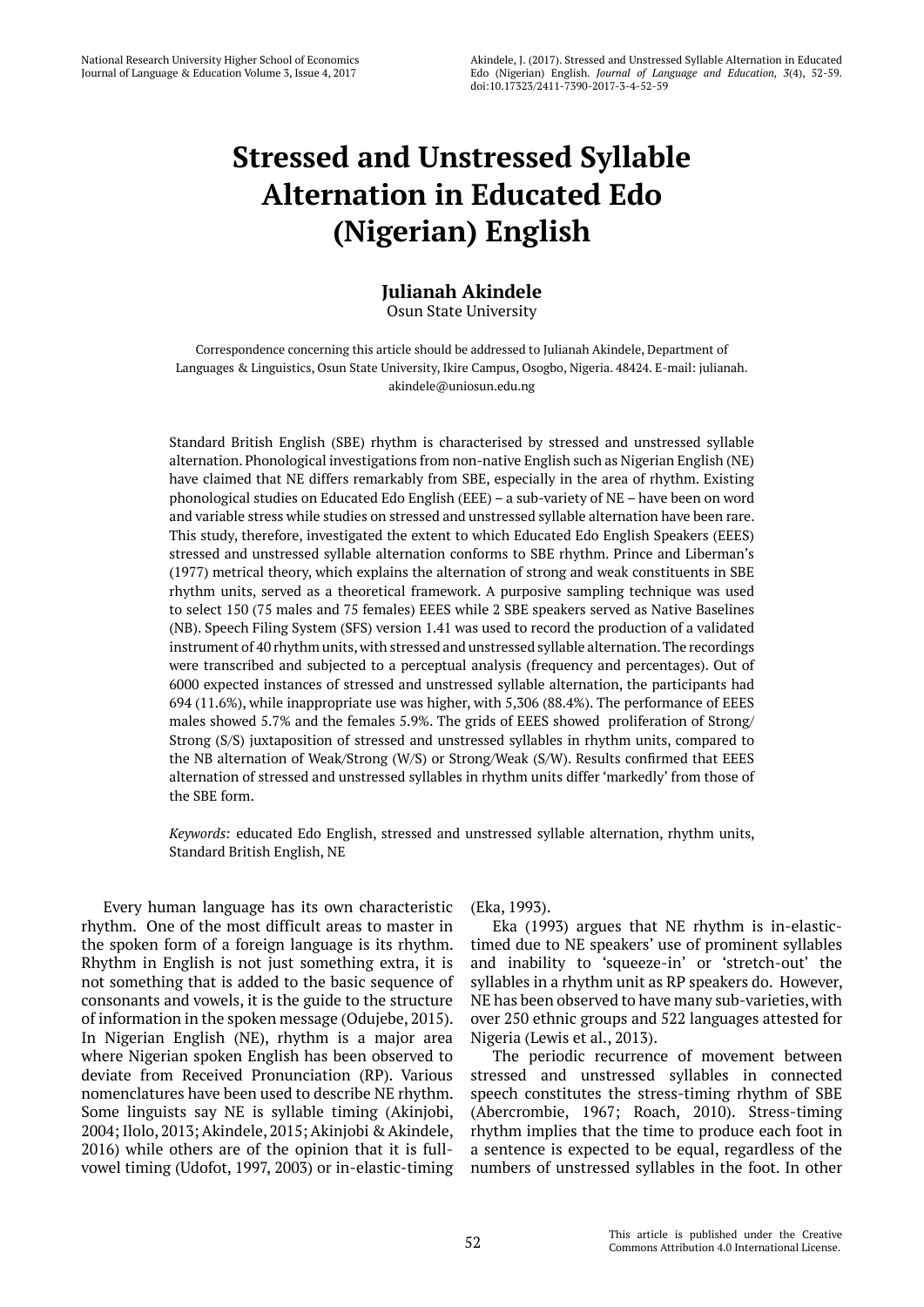# Stressed and Unstressed Syllable Alternation in Educated Edo (Nigerian) English

**Julianah Akindele**
Osun State University

Correspondence concerning this article should be addressed to Julianah Akindele, Department of Languages & Linguistics, Osun State University, Ikire Campus, Osogbo, Nigeria. 48424. E-mail: julianah.akindele@uniosun.edu.ng

Standard British English (SBE) rhythm is characterised by stressed and unstressed syllable alternation. Phonological investigations from non-native English such as Nigerian English (NE) have claimed that NE differs remarkably from SBE, especially in the area of rhythm. Existing phonological studies on Educated Edo English (EEE) – a sub-variety of NE – have been on word and variable stress while studies on stressed and unstressed syllable alternation have been rare. This study, therefore, investigated the extent to which Educated Edo English Speakers (EEES) stressed and unstressed syllable alternation conforms to SBE rhythm. Prince and Liberman's (1977) metrical theory, which explains the alternation of strong and weak constituents in SBE rhythm units, served as a theoretical framework. A purposive sampling technique was used to select 150 (75 males and 75 females) EEES while 2 SBE speakers served as Native Baselines (NB). Speech Filing System (SFS) version 1.41 was used to record the production of a validated instrument of 40 rhythm units, with stressed and unstressed syllable alternation. The recordings were transcribed and subjected to a perceptual analysis (frequency and percentages). Out of 6000 expected instances of stressed and unstressed syllable alternation, the participants had 694 (11.6%), while inappropriate use was higher, with 5,306 (88.4%). The performance of EEES males showed 5.7% and the females 5.9%. The grids of EEES showed proliferation of Strong/Strong (S/S) juxtaposition of stressed and unstressed syllables in rhythm units, compared to the NB alternation of Weak/Strong (W/S) or Strong/Weak (S/W). Results confirmed that EEES alternation of stressed and unstressed syllables in rhythm units differ 'markedly' from those of the SBE form.

*Keywords:* educated Edo English, stressed and unstressed syllable alternation, rhythm units, Standard British English, NE

Every human language has its own characteristic rhythm. One of the most difficult areas to master in the spoken form of a foreign language is its rhythm. Rhythm in English is not just something extra, it is not something that is added to the basic sequence of consonants and vowels, it is the guide to the structure of information in the spoken message (Odujebe, 2015). In Nigerian English (NE), rhythm is a major area where Nigerian spoken English has been observed to deviate from Received Pronunciation (RP). Various nomenclatures have been used to describe NE rhythm. Some linguists say NE is syllable timing (Akinjobi, 2004; Ilolo, 2013; Akindele, 2015; Akinjobi & Akindele, 2016) while others are of the opinion that it is full-vowel timing (Udofot, 1997, 2003) or in-elastic-timing (Eka, 1993).

Eka (1993) argues that NE rhythm is in-elastic-timed due to NE speakers' use of prominent syllables and inability to 'squeeze-in' or 'stretch-out' the syllables in a rhythm unit as RP speakers do. However, NE has been observed to have many sub-varieties, with over 250 ethnic groups and 522 languages attested for Nigeria (Lewis et al., 2013).

The periodic recurrence of movement between stressed and unstressed syllables in connected speech constitutes the stress-timing rhythm of SBE (Abercrombie, 1967; Roach, 2010). Stress-timing rhythm implies that the time to produce each foot in a sentence is expected to be equal, regardless of the numbers of unstressed syllables in the foot. In other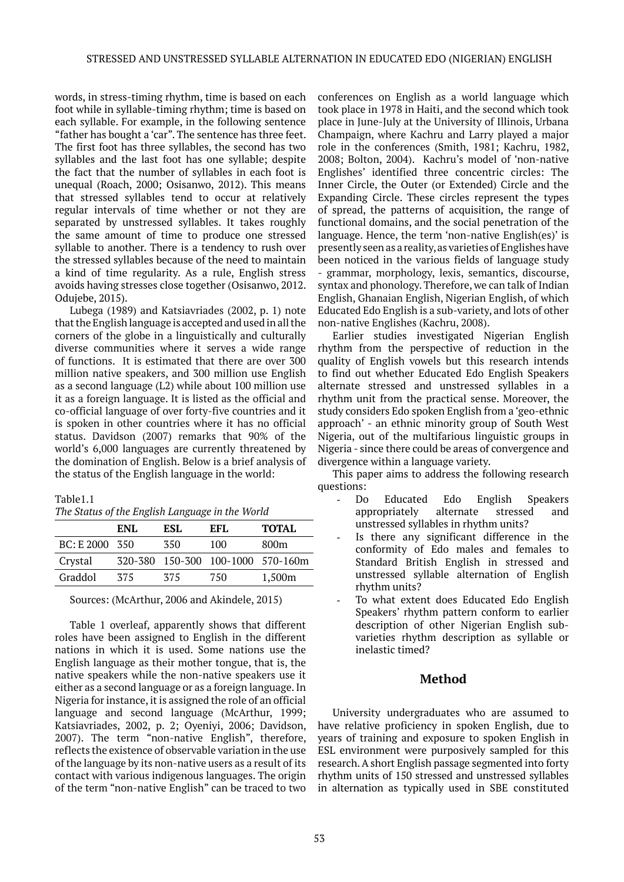words, in stress-timing rhythm, time is based on each foot while in syllable-timing rhythm; time is based on each syllable. For example, in the following sentence "father has bought a 'car". The sentence has three feet. The first foot has three syllables, the second has two syllables and the last foot has one syllable; despite the fact that the number of syllables in each foot is unequal (Roach, 2000; Osisanwo, 2012). This means that stressed syllables tend to occur at relatively regular intervals of time whether or not they are separated by unstressed syllables. It takes roughly the same amount of time to produce one stressed syllable to another. There is a tendency to rush over the stressed syllables because of the need to maintain a kind of time regularity. As a rule, English stress avoids having stresses close together (Osisanwo, 2012. Odujebe, 2015).

Lubega (1989) and Katsiavriades (2002, p. 1) note that the English language is accepted and used in all the corners of the globe in a linguistically and culturally diverse communities where it serves a wide range of functions. It is estimated that there are over 300 million native speakers, and 300 million use English as a second language (L2) while about 100 million use it as a foreign language. It is listed as the official and co-official language of over forty-five countries and it is spoken in other countries where it has no official status. Davidson (2007) remarks that 90% of the world's 6,000 languages are currently threatened by the domination of English. Below is a brief analysis of the status of the English language in the world:

Table1.1

*The Status of the English Language in the World*

| | ENL | ESL | EFL | TOTAL |
|---|---|---|---|---|
| BC: E 2000 | 350 | 350 | 100 | 800m |
| Crystal | 320-380 | 150-300 | 100-1000 | 570-160m |
| Graddol | 375 | 375 | 750 | 1,500m |

Sources: (McArthur, 2006 and Akindele, 2015)

Table 1 overleaf, apparently shows that different roles have been assigned to English in the different nations in which it is used. Some nations use the English language as their mother tongue, that is, the native speakers while the non-native speakers use it either as a second language or as a foreign language. In Nigeria for instance, it is assigned the role of an official language and second language (McArthur, 1999; Katsiavriades, 2002, p. 2; Oyeniyi, 2006; Davidson, 2007). The term "non-native English", therefore, reflects the existence of observable variation in the use of the language by its non-native users as a result of its contact with various indigenous languages. The origin of the term "non-native English" can be traced to two conferences on English as a world language which took place in 1978 in Haiti, and the second which took place in June-July at the University of Illinois, Urbana Champaign, where Kachru and Larry played a major role in the conferences (Smith, 1981; Kachru, 1982, 2008; Bolton, 2004). Kachru's model of 'non-native Englishes' identified three concentric circles: The Inner Circle, the Outer (or Extended) Circle and the Expanding Circle. These circles represent the types of spread, the patterns of acquisition, the range of functional domains, and the social penetration of the language. Hence, the term 'non-native English(es)' is presently seen as a reality, as varieties of Englishes have been noticed in the various fields of language study - grammar, morphology, lexis, semantics, discourse, syntax and phonology. Therefore, we can talk of Indian English, Ghanaian English, Nigerian English, of which Educated Edo English is a sub-variety, and lots of other non-native Englishes (Kachru, 2008).

Earlier studies investigated Nigerian English rhythm from the perspective of reduction in the quality of English vowels but this research intends to find out whether Educated Edo English Speakers alternate stressed and unstressed syllables in a rhythm unit from the practical sense. Moreover, the study considers Edo spoken English from a 'geo-ethnic approach' - an ethnic minority group of South West Nigeria, out of the multifarious linguistic groups in Nigeria - since there could be areas of convergence and divergence within a language variety.

This paper aims to address the following research questions:

- Do Educated Edo English Speakers appropriately alternate stressed and unstressed syllables in rhythm units?
- Is there any significant difference in the conformity of Edo males and females to Standard British English in stressed and unstressed syllable alternation of English rhythm units?
- To what extent does Educated Edo English Speakers' rhythm pattern conform to earlier description of other Nigerian English sub-varieties rhythm description as syllable or inelastic timed?

## Method

University undergraduates who are assumed to have relative proficiency in spoken English, due to years of training and exposure to spoken English in ESL environment were purposively sampled for this research. A short English passage segmented into forty rhythm units of 150 stressed and unstressed syllables in alternation as typically used in SBE constituted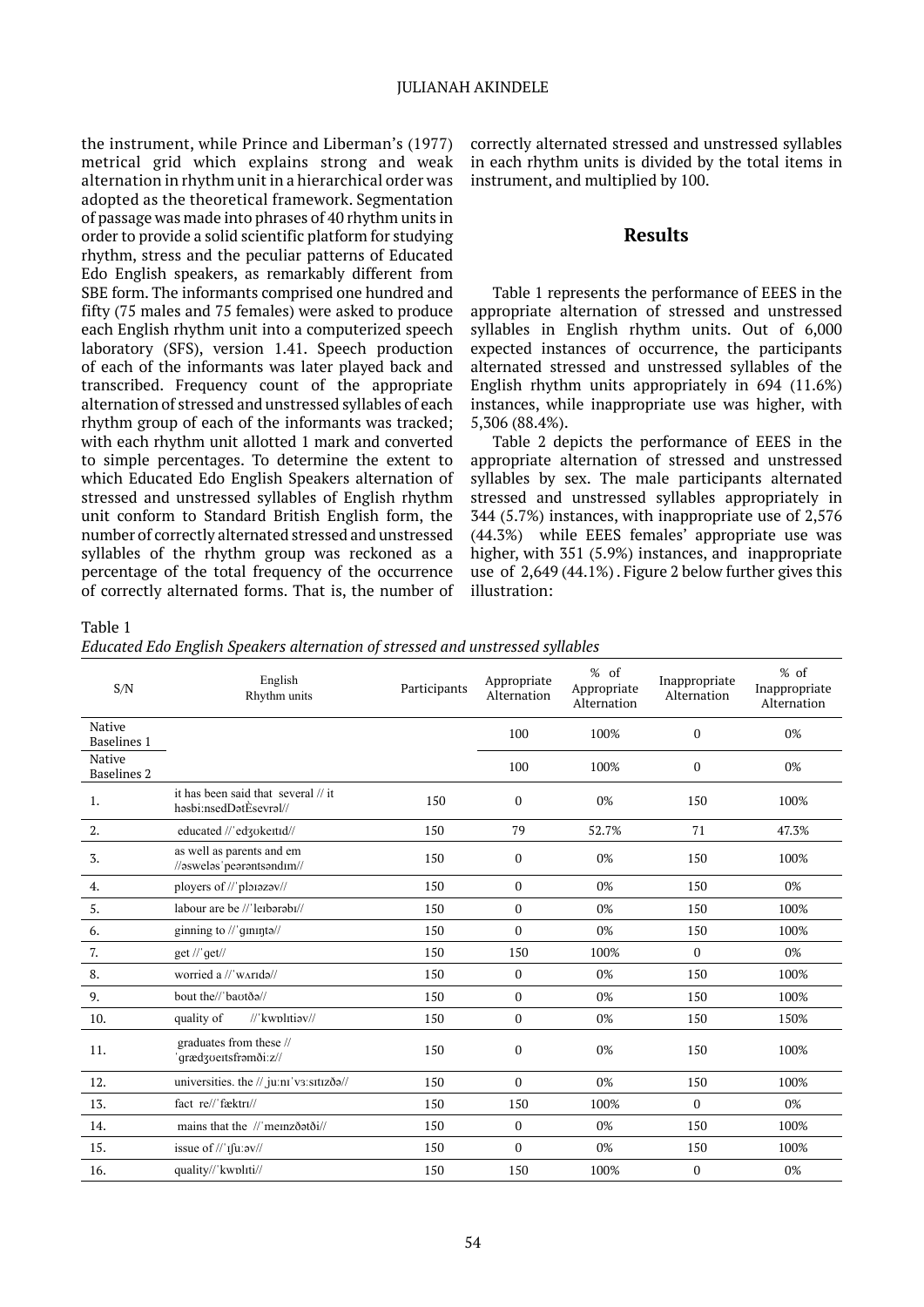the instrument, while Prince and Liberman's (1977) metrical grid which explains strong and weak alternation in rhythm unit in a hierarchical order was adopted as the theoretical framework. Segmentation of passage was made into phrases of 40 rhythm units in order to provide a solid scientific platform for studying rhythm, stress and the peculiar patterns of Educated Edo English speakers, as remarkably different from SBE form. The informants comprised one hundred and fifty (75 males and 75 females) were asked to produce each English rhythm unit into a computerized speech laboratory (SFS), version 1.41. Speech production of each of the informants was later played back and transcribed. Frequency count of the appropriate alternation of stressed and unstressed syllables of each rhythm group of each of the informants was tracked; with each rhythm unit allotted 1 mark and converted to simple percentages. To determine the extent to which Educated Edo English Speakers alternation of stressed and unstressed syllables of English rhythm unit conform to Standard British English form, the number of correctly alternated stressed and unstressed syllables of the rhythm group was reckoned as a percentage of the total frequency of the occurrence of correctly alternated forms. That is, the number of correctly alternated stressed and unstressed syllables in each rhythm units is divided by the total items in instrument, and multiplied by 100.

## Results

Table 1 represents the performance of EEES in the appropriate alternation of stressed and unstressed syllables in English rhythm units. Out of 6,000 expected instances of occurrence, the participants alternated stressed and unstressed syllables of the English rhythm units appropriately in 694 (11.6%) instances, while inappropriate use was higher, with 5,306 (88.4%).

Table 2 depicts the performance of EEES in the appropriate alternation of stressed and unstressed syllables by sex. The male participants alternated stressed and unstressed syllables appropriately in 344 (5.7%) instances, with inappropriate use of 2,576 (44.3%) while EEES females' appropriate use was higher, with 351 (5.9%) instances, and inappropriate use of 2,649 (44.1%) . Figure 2 below further gives this illustration:

Table 1

*Educated Edo English Speakers alternation of stressed and unstressed syllables*

| S/N | English Rhythm units | Participants | Appropriate Alternation | % of Appropriate Alternation | Inappropriate Alternation | % of Inappropriate Alternation |
|---|---|---|---|---|---|---|
| Native Baselines 1 | | | 100 | 100% | 0 | 0% |
| Native Baselines 2 | | | 100 | 100% | 0 | 0% |
| 1. | it has been said that several // it həsbi:nsedDətÈsevrəl// | 150 | 0 | 0% | 150 | 100% |
| 2. | educated //ˈedʒʊkeɪtɪd// | 150 | 79 | 52.7% | 71 | 47.3% |
| 3. | as well as parents and em //əsweləsˈpeərəntsəndɪm// | 150 | 0 | 0% | 150 | 100% |
| 4. | ployers of //ˈplɔɪəzəv// | 150 | 0 | 0% | 150 | 0% |
| 5. | labour are be //ˈleɪbərəbɪ// | 150 | 0 | 0% | 150 | 100% |
| 6. | ginning to //ˈgɪnɪŋtə// | 150 | 0 | 0% | 150 | 100% |
| 7. | get //ˈget// | 150 | 150 | 100% | 0 | 0% |
| 8. | worried a //ˈwʌrɪdə// | 150 | 0 | 0% | 150 | 100% |
| 9. | bout the//ˈbaʊtðə// | 150 | 0 | 0% | 150 | 100% |
| 10. | quality of //ˈkwɒlɪtiəv// | 150 | 0 | 0% | 150 | 150% |
| 11. | graduates from these //ˈgrædʒʊeɪtsfrəmði:z// | 150 | 0 | 0% | 150 | 100% |
| 12. | universities. the //ˌju:nɪˈvɜ:sɪtɪzðə// | 150 | 0 | 0% | 150 | 100% |
| 13. | fact re//ˈfæktrɪ// | 150 | 150 | 100% | 0 | 0% |
| 14. | mains that the //ˈmeɪnzðətði// | 150 | 0 | 0% | 150 | 100% |
| 15. | issue of //ˈɪʃu:əv// | 150 | 0 | 0% | 150 | 100% |
| 16. | quality//ˈkwɒlɪti// | 150 | 150 | 100% | 0 | 0% |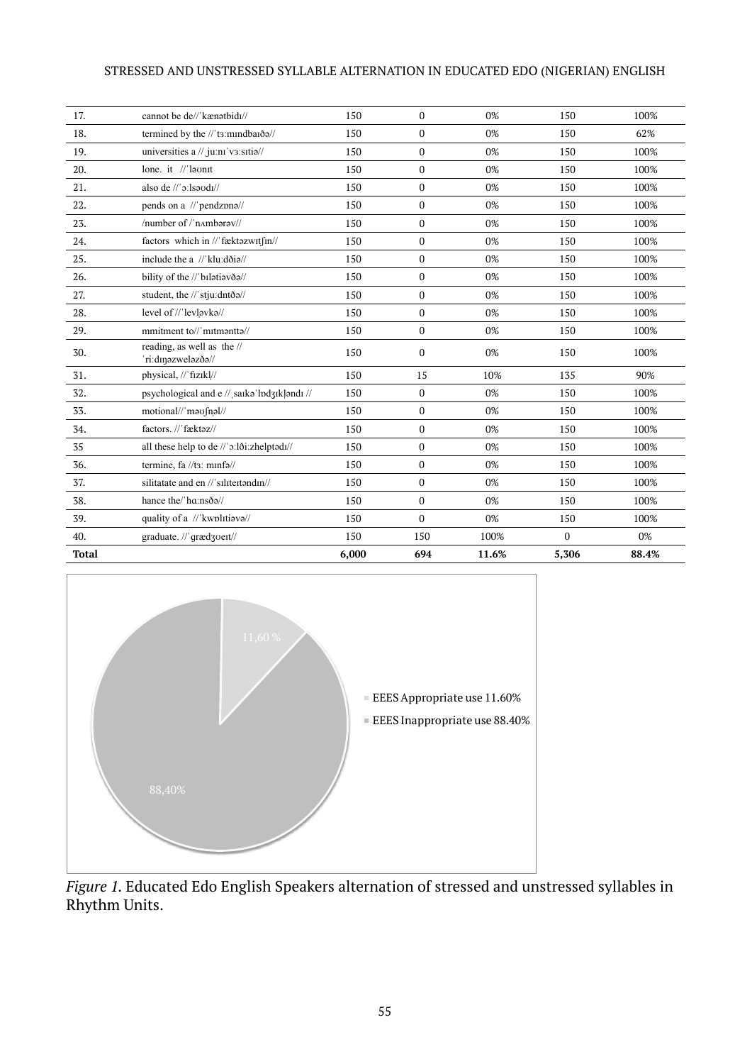| 17. | cannot be de//ˈkænətbidɪ// | 150 | 0 | 0% | 150 | 100% |
|---|---|---|---|---|---|---|
| 18. | termined by the //ˈtɜːmɪndbaɪðə// | 150 | 0 | 0% | 150 | 62% |
| 19. | universities a //ˌjuːnɪˈvɜːsɪtiə// | 150 | 0 | 0% | 150 | 100% |
| 20. | lone. it //ˈləʊnɪt | 150 | 0 | 0% | 150 | 100% |
| 21. | also de //ˈɔːlsəʊdɪ// | 150 | 0 | 0% | 150 | 100% |
| 22. | pends on a //ˈpendzɒnə// | 150 | 0 | 0% | 150 | 100% |
| 23. | /number of /ˈnʌmbərəv// | 150 | 0 | 0% | 150 | 100% |
| 24. | factors which in //ˈfæktəzwɪtʃin// | 150 | 0 | 0% | 150 | 100% |
| 25. | include the a //ˈkluːdðiə// | 150 | 0 | 0% | 150 | 100% |
| 26. | bility of the //ˈbɪlətiəvðə// | 150 | 0 | 0% | 150 | 100% |
| 27. | student, the //ˈstjuːdntðə// | 150 | 0 | 0% | 150 | 100% |
| 28. | level of //ˈlevl̩əvkə// | 150 | 0 | 0% | 150 | 100% |
| 29. | mmitment to//ˈmɪtməntə// | 150 | 0 | 0% | 150 | 100% |
| 30. | reading, as well as the // ˈriːdɪŋəzweləzðə// | 150 | 0 | 0% | 150 | 100% |
| 31. | physical, //ˈfɪzɪkl̩// | 150 | 15 | 10% | 135 | 90% |
| 32. | psychological and e //ˌsaɪkəˈlɒdʒɪkl̩əndɪ // | 150 | 0 | 0% | 150 | 100% |
| 33. | motional//ˈməʊʃn̩əl// | 150 | 0 | 0% | 150 | 100% |
| 34. | factors. //ˈfæktəz// | 150 | 0 | 0% | 150 | 100% |
| 35 | all these help to de //ˈɔːlðiːzhelptədɪ// | 150 | 0 | 0% | 150 | 100% |
| 36. | termine, fa //tɜː mɪnfə// | 150 | 0 | 0% | 150 | 100% |
| 37. | silitatate and en //ˈsɪlɪteɪtəndɪn// | 150 | 0 | 0% | 150 | 100% |
| 38. | hance the/ˈhɑːnsðə// | 150 | 0 | 0% | 150 | 100% |
| 39. | quality of a //ˈkwɒlɪtiəvə// | 150 | 0 | 0% | 150 | 100% |
| 40. | graduate. //ˈgrædʒʊeɪt// | 150 | 150 | 100% | 0 | 0% |
| **Total** | | **6,000** | **694** | **11.6%** | **5,306** | **88.4%** |

*Figure 1.* Educated Edo English Speakers alternation of stressed and unstressed syllables in Rhythm Units.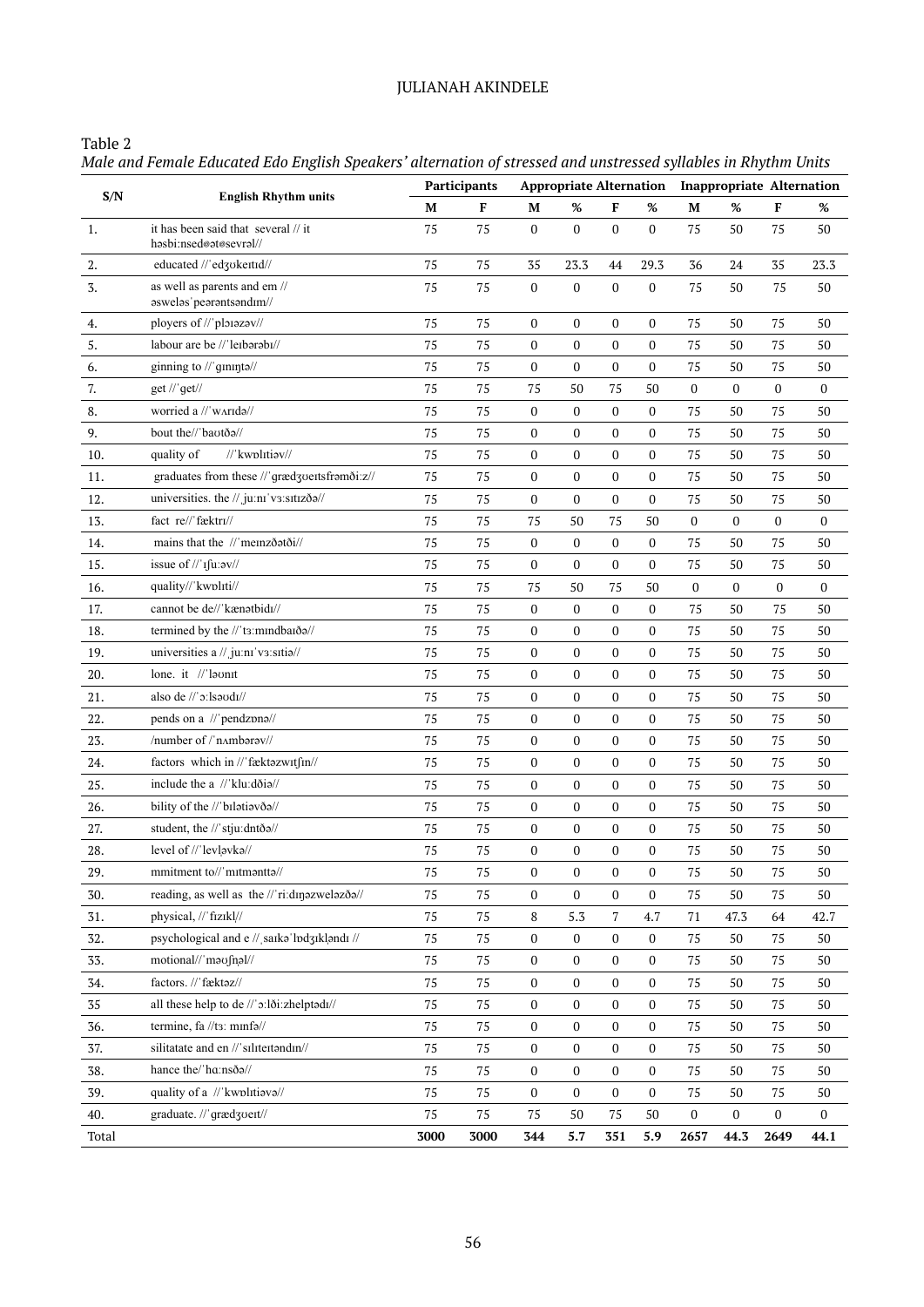Table 2

*Male and Female Educated Edo English Speakers' alternation of stressed and unstressed syllables in Rhythm Units*

| S/N | English Rhythm units | Participants | | Appropriate Alternation | | | | Inappropriate Alternation | | | |
|---|---|---|---|---|---|---|---|---|---|---|---|
| | | M | F | M | % | F | % | M | % | F | % |
| 1. | it has been said that several // it həsbi:nsedətəsevrəl// | 75 | 75 | 0 | 0 | 0 | 0 | 75 | 50 | 75 | 50 |
| 2. | educated //ˈedʒʊkeɪtɪd// | 75 | 75 | 35 | 23.3 | 44 | 29.3 | 36 | 24 | 35 | 23.3 |
| 3. | as well as parents and em // əsweləsˈpeərəntsəndɪm// | 75 | 75 | 0 | 0 | 0 | 0 | 75 | 50 | 75 | 50 |
| 4. | ployers of //ˈplɔɪəzəv// | 75 | 75 | 0 | 0 | 0 | 0 | 75 | 50 | 75 | 50 |
| 5. | labour are be //ˈleɪbərəbɪ// | 75 | 75 | 0 | 0 | 0 | 0 | 75 | 50 | 75 | 50 |
| 6. | ginning to //ˈgɪnɪŋtə// | 75 | 75 | 0 | 0 | 0 | 0 | 75 | 50 | 75 | 50 |
| 7. | get //ˈget// | 75 | 75 | 75 | 50 | 75 | 50 | 0 | 0 | 0 | 0 |
| 8. | worried a //ˈwʌrɪdə// | 75 | 75 | 0 | 0 | 0 | 0 | 75 | 50 | 75 | 50 |
| 9. | bout the//ˈbaʊtðə// | 75 | 75 | 0 | 0 | 0 | 0 | 75 | 50 | 75 | 50 |
| 10. | quality of //ˈkwɒlɪtiəv// | 75 | 75 | 0 | 0 | 0 | 0 | 75 | 50 | 75 | 50 |
| 11. | graduates from these //ˈgrædʒʊeɪtsfrəmði:z// | 75 | 75 | 0 | 0 | 0 | 0 | 75 | 50 | 75 | 50 |
| 12. | universities. the // ju:nɪˈvɜ:sɪtɪzðə// | 75 | 75 | 0 | 0 | 0 | 0 | 75 | 50 | 75 | 50 |
| 13. | fact re//ˈfæktrɪ// | 75 | 75 | 75 | 50 | 75 | 50 | 0 | 0 | 0 | 0 |
| 14. | mains that the //ˈmeɪnzðətði// | 75 | 75 | 0 | 0 | 0 | 0 | 75 | 50 | 75 | 50 |
| 15. | issue of //ˈɪʃu:əv// | 75 | 75 | 0 | 0 | 0 | 0 | 75 | 50 | 75 | 50 |
| 16. | quality//ˈkwɒlɪti// | 75 | 75 | 75 | 50 | 75 | 50 | 0 | 0 | 0 | 0 |
| 17. | cannot be de//ˈkænətbidɪ// | 75 | 75 | 0 | 0 | 0 | 0 | 75 | 50 | 75 | 50 |
| 18. | termined by the //ˈtɜ:mɪndbaɪðə// | 75 | 75 | 0 | 0 | 0 | 0 | 75 | 50 | 75 | 50 |
| 19. | universities a // ju:nɪˈvɜ:sɪtiə// | 75 | 75 | 0 | 0 | 0 | 0 | 75 | 50 | 75 | 50 |
| 20. | lone. it //ˈləʊnɪt | 75 | 75 | 0 | 0 | 0 | 0 | 75 | 50 | 75 | 50 |
| 21. | also de //ˈɔ:lsəʊdɪ// | 75 | 75 | 0 | 0 | 0 | 0 | 75 | 50 | 75 | 50 |
| 22. | pends on a //ˈpendzɒnə// | 75 | 75 | 0 | 0 | 0 | 0 | 75 | 50 | 75 | 50 |
| 23. | /number of /ˈnʌmbərəv// | 75 | 75 | 0 | 0 | 0 | 0 | 75 | 50 | 75 | 50 |
| 24. | factors which in //ˈfæktəzwɪtʃɪn// | 75 | 75 | 0 | 0 | 0 | 0 | 75 | 50 | 75 | 50 |
| 25. | include the a //ˈklu:dðiə// | 75 | 75 | 0 | 0 | 0 | 0 | 75 | 50 | 75 | 50 |
| 26. | bility of the //ˈbɪlətiəvðə// | 75 | 75 | 0 | 0 | 0 | 0 | 75 | 50 | 75 | 50 |
| 27. | student, the //ˈstju:dntðə// | 75 | 75 | 0 | 0 | 0 | 0 | 75 | 50 | 75 | 50 |
| 28. | level of //ˈlevləvkə// | 75 | 75 | 0 | 0 | 0 | 0 | 75 | 50 | 75 | 50 |
| 29. | mmitment to//ˈmɪtməntt​ə// | 75 | 75 | 0 | 0 | 0 | 0 | 75 | 50 | 75 | 50 |
| 30. | reading, as well as the //ˈri:dɪŋəzweləzðə// | 75 | 75 | 0 | 0 | 0 | 0 | 75 | 50 | 75 | 50 |
| 31. | physical, //ˈfɪzɪkl// | 75 | 75 | 8 | 5.3 | 7 | 4.7 | 71 | 47.3 | 64 | 42.7 |
| 32. | psychological and e // saɪkəˈlɒdʒɪkləndɪ // | 75 | 75 | 0 | 0 | 0 | 0 | 75 | 50 | 75 | 50 |
| 33. | motional//ˈməʊʃnəl// | 75 | 75 | 0 | 0 | 0 | 0 | 75 | 50 | 75 | 50 |
| 34. | factors. //ˈfæktəz// | 75 | 75 | 0 | 0 | 0 | 0 | 75 | 50 | 75 | 50 |
| 35 | all these help to de //ˈɔ:lði:zhelptədɪ// | 75 | 75 | 0 | 0 | 0 | 0 | 75 | 50 | 75 | 50 |
| 36. | termine, fa //tɜ: mɪnfə// | 75 | 75 | 0 | 0 | 0 | 0 | 75 | 50 | 75 | 50 |
| 37. | silitatate and en //ˈsɪlɪteɪtəndɪn// | 75 | 75 | 0 | 0 | 0 | 0 | 75 | 50 | 75 | 50 |
| 38. | hance the/ˈhɑ:nsðə// | 75 | 75 | 0 | 0 | 0 | 0 | 75 | 50 | 75 | 50 |
| 39. | quality of a //ˈkwɒlɪtiəvə// | 75 | 75 | 0 | 0 | 0 | 0 | 75 | 50 | 75 | 50 |
| 40. | graduate. //ˈgrædʒʊeɪt// | 75 | 75 | 75 | 50 | 75 | 50 | 0 | 0 | 0 | 0 |
| Total | | **3000** | **3000** | **344** | **5.7** | **351** | **5.9** | **2657** | **44.3** | **2649** | **44.1** |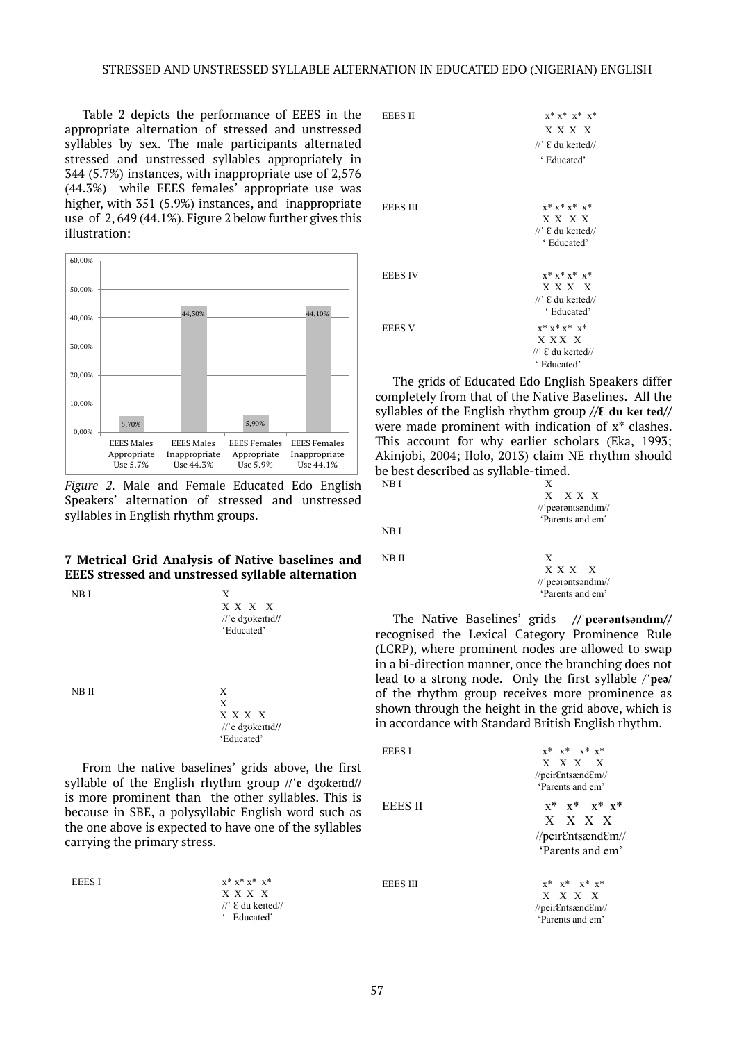Table 2 depicts the performance of EEES in the appropriate alternation of stressed and unstressed syllables by sex. The male participants alternated stressed and unstressed syllables appropriately in 344 (5.7%) instances, with inappropriate use of 2,576 (44.3%) while EEES females' appropriate use was higher, with 351 (5.9%) instances, and inappropriate use of 2, 649 (44.1%). Figure 2 below further gives this illustration:

| | EEES Males Appropriate Use 5.7% | EEES Males Inappropriate Use 44.3% | EEES Females Appropriate Use 5.9% | EEES Females Inappropriate Use 44.1% |
|---|---|---|---|---|
| Value | 5,70% | 44,30% | 5,90% | 44,10% |

*Figure 2.* Male and Female Educated Edo English Speakers' alternation of stressed and unstressed syllables in English rhythm groups.

## 7 Metrical Grid Analysis of Native baselines and EEES stressed and unstressed syllable alternation

```
NB I        X
            X X X X
            //ˈe dʒʊkeɪtɪd//
            'Educated'

NB II       X
            X
            X X X X
            //ˈe dʒʊkeɪtɪd//
            'Educated'
```

From the native baselines' grids above, the first syllable of the English rhythm group //ˈ**e** dʒʊkeɪtɪd// is more prominent than the other syllables. This is because in SBE, a polysyllabic English word such as the one above is expected to have one of the syllables carrying the primary stress.

```
EEES I      x* x* x* x*
            X X X X
            //ˈƐ du keɪted//
            ' Educated'

EEES II     x* x* x* x*
            X X X X
            //ˈƐ du keɪted//
            ' Educated'

EEES III    x* x* x* x*
            X X X X
            //ˈƐ du keɪted//
            ' Educated'

EEES IV     x* x* x* x*
            X X X X
            //ˈƐ du keɪted//
            ' Educated'

EEES V      x* x* x* x*
            X X X X
            //ˈƐ du keɪted//
            ' Educated'
```

The grids of Educated Edo English Speakers differ completely from that of the Native Baselines. All the syllables of the English rhythm group **//Ɛ du keɪ ted//** were made prominent with indication of x* clashes. This account for why earlier scholars (Eka, 1993; Akinjobi, 2004; Ilolo, 2013) claim NE rhythm should be best described as syllable-timed.

```
NB I        X
            X X X X
            //ˈpeərəntsəndɪm//
            'Parents and em'

NB I

NB II       X
            X X X X
            //ˈpeərəntsəndɪm//
            'Parents and em'
```

The Native Baselines' grids **//ˈpeərəntsəndɪm//** recognised the Lexical Category Prominence Rule (LCRP), where prominent nodes are allowed to swap in a bi-direction manner, once the branching does not lead to a strong node. Only the first syllable /ˈ**peə**/ of the rhythm group receives more prominence as shown through the height in the grid above, which is in accordance with Standard British English rhythm.

```
EEES I      x* x* x* x*
            X X X X
            //peirƐntsændƐm//
            'Parents and em'

EEES II     x* x* x* x*
            X X X X
            //peirƐntsændƐm//
            'Parents and em'

EEES III    x* x* x* x*
            X X X X
            //peirƐntsændƐm//
            'Parents and em'
```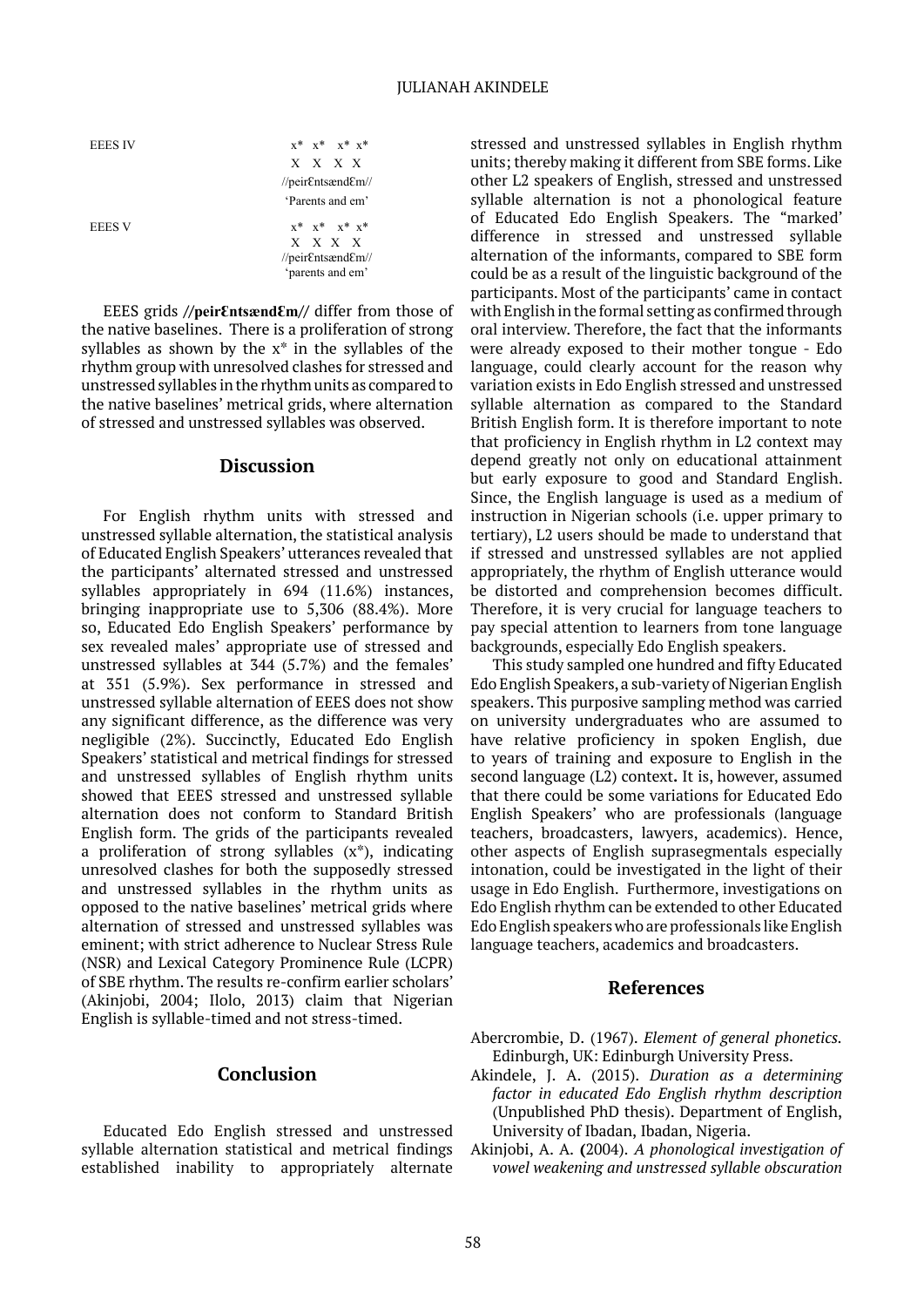EEES IV

```
x*  x*   x*  x*
X   X   X  X
//peirƐntsændƐm//
'Parents and em'
```

EEES V

```
x*  x*   x*  x*
X   X  X   X
//peirƐntsændƐm//
'parents and em'
```

EEES grids **//peirƐntsændƐm//** differ from those of the native baselines. There is a proliferation of strong syllables as shown by the x* in the syllables of the rhythm group with unresolved clashes for stressed and unstressed syllables in the rhythm units as compared to the native baselines' metrical grids, where alternation of stressed and unstressed syllables was observed.

## Discussion

For English rhythm units with stressed and unstressed syllable alternation, the statistical analysis of Educated English Speakers' utterances revealed that the participants' alternated stressed and unstressed syllables appropriately in 694 (11.6%) instances, bringing inappropriate use to 5,306 (88.4%). More so, Educated Edo English Speakers' performance by sex revealed males' appropriate use of stressed and unstressed syllables at 344 (5.7%) and the females' at 351 (5.9%). Sex performance in stressed and unstressed syllable alternation of EEES does not show any significant difference, as the difference was very negligible (2%). Succinctly, Educated Edo English Speakers' statistical and metrical findings for stressed and unstressed syllables of English rhythm units showed that EEES stressed and unstressed syllable alternation does not conform to Standard British English form. The grids of the participants revealed a proliferation of strong syllables (x*), indicating unresolved clashes for both the supposedly stressed and unstressed syllables in the rhythm units as opposed to the native baselines' metrical grids where alternation of stressed and unstressed syllables was eminent; with strict adherence to Nuclear Stress Rule (NSR) and Lexical Category Prominence Rule (LCPR) of SBE rhythm. The results re-confirm earlier scholars' (Akinjobi, 2004; Ilolo, 2013) claim that Nigerian English is syllable-timed and not stress-timed.

## Conclusion

Educated Edo English stressed and unstressed syllable alternation statistical and metrical findings established inability to appropriately alternate stressed and unstressed syllables in English rhythm units; thereby making it different from SBE forms. Like other L2 speakers of English, stressed and unstressed syllable alternation is not a phonological feature of Educated Edo English Speakers. The "marked' difference in stressed and unstressed syllable alternation of the informants, compared to SBE form could be as a result of the linguistic background of the participants. Most of the participants' came in contact with English in the formal setting as confirmed through oral interview. Therefore, the fact that the informants were already exposed to their mother tongue - Edo language, could clearly account for the reason why variation exists in Edo English stressed and unstressed syllable alternation as compared to the Standard British English form. It is therefore important to note that proficiency in English rhythm in L2 context may depend greatly not only on educational attainment but early exposure to good and Standard English. Since, the English language is used as a medium of instruction in Nigerian schools (i.e. upper primary to tertiary), L2 users should be made to understand that if stressed and unstressed syllables are not applied appropriately, the rhythm of English utterance would be distorted and comprehension becomes difficult. Therefore, it is very crucial for language teachers to pay special attention to learners from tone language backgrounds, especially Edo English speakers.

This study sampled one hundred and fifty Educated Edo English Speakers, a sub-variety of Nigerian English speakers. This purposive sampling method was carried on university undergraduates who are assumed to have relative proficiency in spoken English, due to years of training and exposure to English in the second language (L2) context. It is, however, assumed that there could be some variations for Educated Edo English Speakers' who are professionals (language teachers, broadcasters, lawyers, academics). Hence, other aspects of English suprasegmentals especially intonation, could be investigated in the light of their usage in Edo English. Furthermore, investigations on Edo English rhythm can be extended to other Educated Edo English speakers who are professionals like English language teachers, academics and broadcasters.

## References

Abercrombie, D. (1967). *Element of general phonetics.* Edinburgh, UK: Edinburgh University Press.

Akindele, J. A. (2015). *Duration as a determining factor in educated Edo English rhythm description* (Unpublished PhD thesis). Department of English, University of Ibadan, Ibadan, Nigeria.

Akinjobi, A. A. **(**2004). *A phonological investigation of vowel weakening and unstressed syllable obscuration*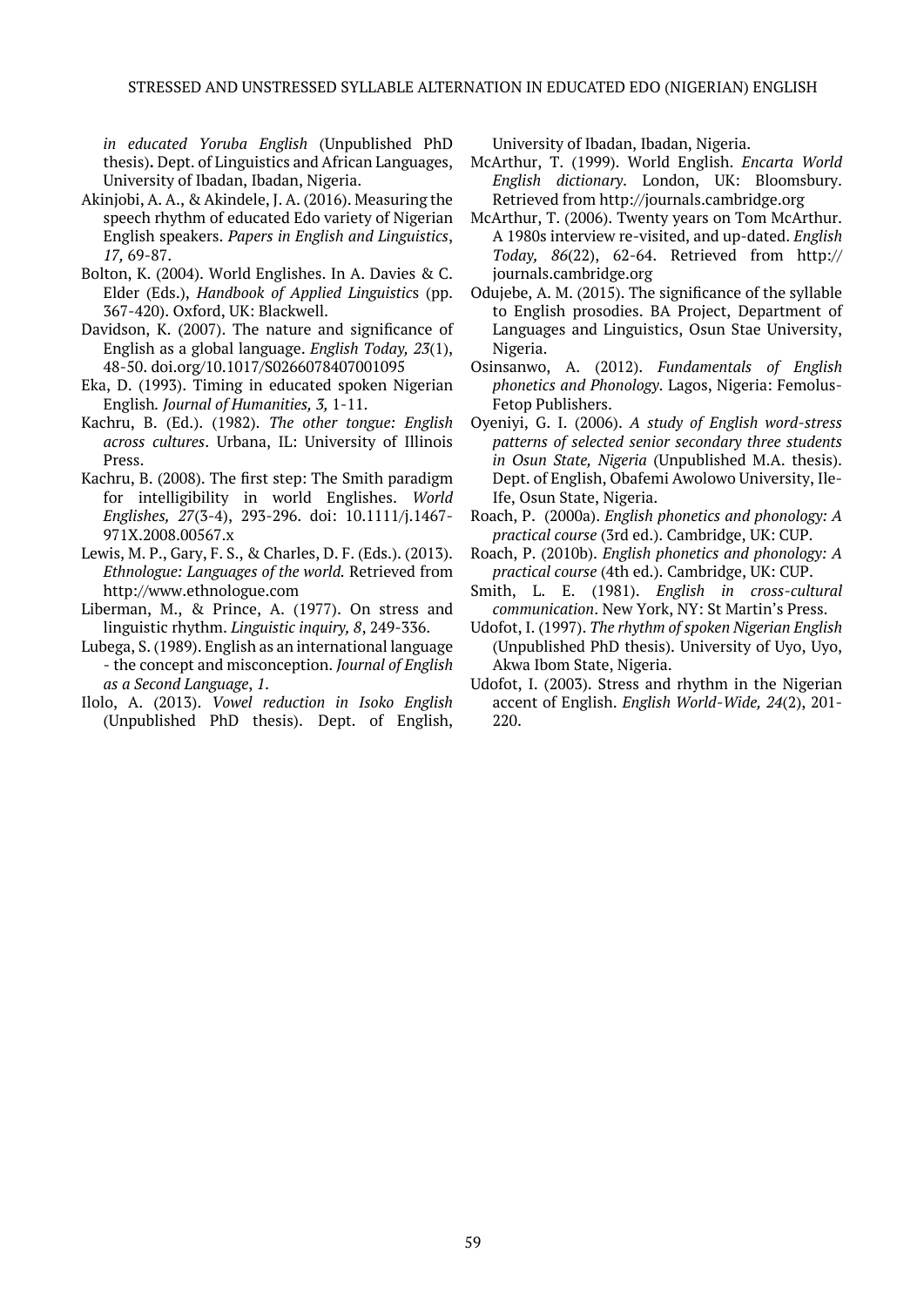*in educated Yoruba English* (Unpublished PhD thesis)**.** Dept. of Linguistics and African Languages, University of Ibadan, Ibadan, Nigeria.

Akinjobi, A. A., & Akindele, J. A. (2016). Measuring the speech rhythm of educated Edo variety of Nigerian English speakers. *Papers in English and Linguistics*, *17,* 69-87.

Bolton, K. (2004). World Englishes. In A. Davies & C. Elder (Eds.), *Handbook of Applied Linguistics* (pp. 367-420). Oxford, UK: Blackwell.

Davidson, K. (2007). The nature and significance of English as a global language. *English Today, 23*(1), 48-50. doi.org/10.1017/S0266078407001095

Eka, D. (1993). Timing in educated spoken Nigerian English*. Journal of Humanities, 3,* 1-11.

Kachru, B. (Ed.). (1982). *The other tongue: English across cultures*. Urbana, IL: University of Illinois Press.

Kachru, B. (2008). The first step: The Smith paradigm for intelligibility in world Englishes. *World Englishes, 27*(3-4), 293-296. doi: 10.1111/j.1467-971X.2008.00567.x

Lewis, M. P., Gary, F. S., & Charles, D. F. (Eds.). (2013). *Ethnologue: Languages of the world.* Retrieved from http://www.ethnologue.com

Liberman, M., & Prince, A. (1977). On stress and linguistic rhythm. *Linguistic inquiry, 8*, 249-336.

Lubega, S. (1989). English as an international language - the concept and misconception. *Journal of English as a Second Language*, *1*.

Ilolo, A. (2013). *Vowel reduction in Isoko English* (Unpublished PhD thesis). Dept. of English, University of Ibadan, Ibadan, Nigeria.

McArthur, T. (1999). World English. *Encarta World English dictionary*. London, UK: Bloomsbury. Retrieved from http://journals.cambridge.org

McArthur, T. (2006). Twenty years on Tom McArthur. A 1980s interview re-visited, and up-dated. *English Today, 86*(22), 62-64. Retrieved from http://journals.cambridge.org

Odujebe, A. M. (2015). The significance of the syllable to English prosodies. BA Project, Department of Languages and Linguistics, Osun Stae University, Nigeria.

Osinsanwo, A. (2012). *Fundamentals of English phonetics and Phonology*. Lagos, Nigeria: Femolus-Fetop Publishers.

Oyeniyi, G. I. (2006). *A study of English word-stress patterns of selected senior secondary three students in Osun State, Nigeria* (Unpublished M.A. thesis). Dept. of English, Obafemi Awolowo University, Ile-Ife, Osun State, Nigeria.

Roach, P. (2000a). *English phonetics and phonology: A practical course* (3rd ed.). Cambridge, UK: CUP.

Roach, P. (2010b). *English phonetics and phonology: A practical course* (4th ed.). Cambridge, UK: CUP.

Smith, L. E. (1981). *English in cross-cultural communication*. New York, NY: St Martin's Press.

Udofot, I. (1997). *The rhythm of spoken Nigerian English* (Unpublished PhD thesis). University of Uyo, Uyo, Akwa Ibom State, Nigeria.

Udofot, I. (2003). Stress and rhythm in the Nigerian accent of English. *English World-Wide, 24*(2), 201-220.